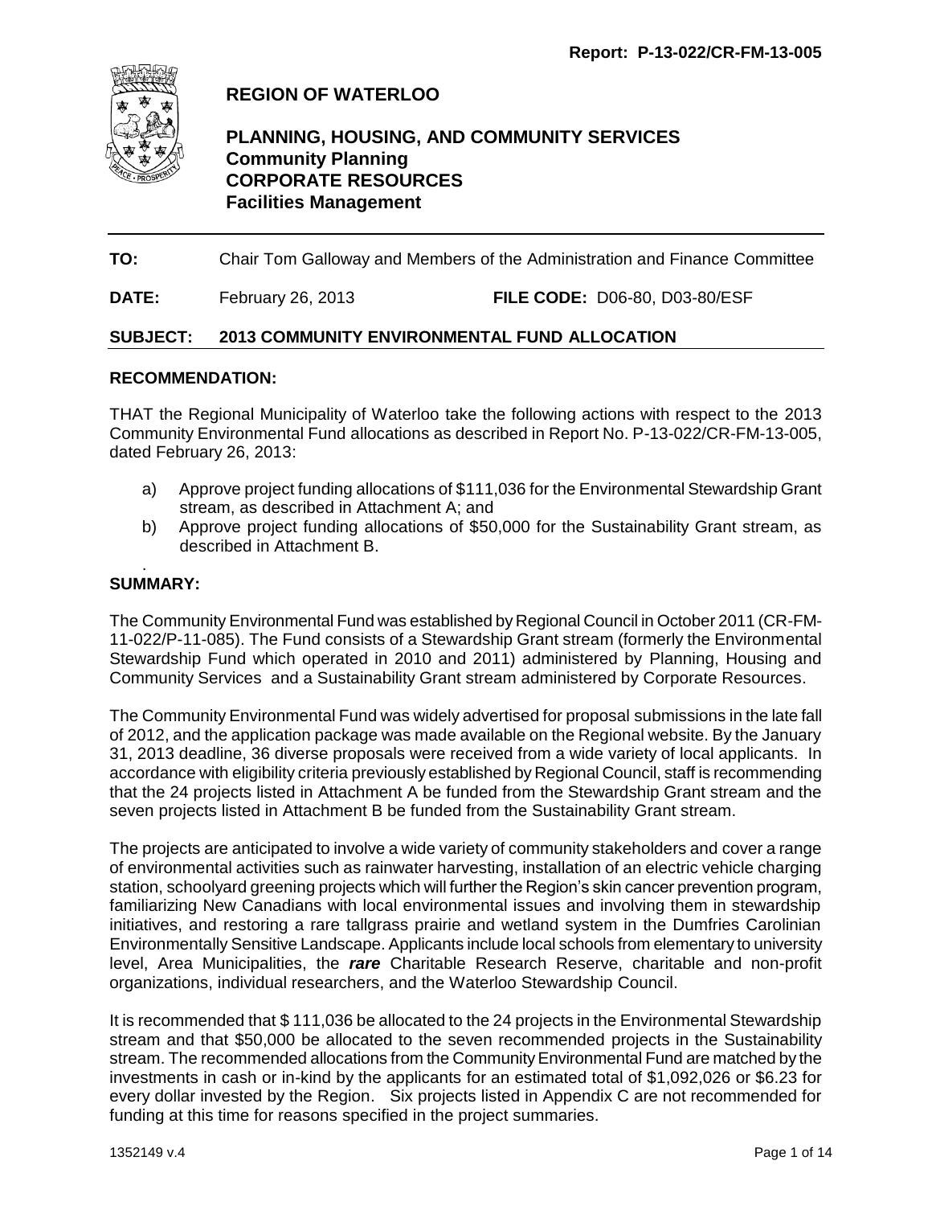Report: P-13-022/CR-FM-13-005

# REGION OF WATERLOO

## PLANNING, HOUSING, AND COMMUNITY SERVICES
**Community Planning**
**CORPORATE RESOURCES**
**Facilities Management**

---

**TO:** Chair Tom Galloway and Members of the Administration and Finance Committee

**DATE:** February 26, 2013 **FILE CODE:** D06-80, D03-80/ESF

**SUBJECT: 2013 COMMUNITY ENVIRONMENTAL FUND ALLOCATION**

---

### RECOMMENDATION:

THAT the Regional Municipality of Waterloo take the following actions with respect to the 2013 Community Environmental Fund allocations as described in Report No. P-13-022/CR-FM-13-005, dated February 26, 2013:

a) Approve project funding allocations of $111,036 for the Environmental Stewardship Grant stream, as described in Attachment A; and

b) Approve project funding allocations of $50,000 for the Sustainability Grant stream, as described in Attachment B.

.

### SUMMARY:

The Community Environmental Fund was established by Regional Council in October 2011 (CR-FM-11-022/P-11-085). The Fund consists of a Stewardship Grant stream (formerly the Environmental Stewardship Fund which operated in 2010 and 2011) administered by Planning, Housing and Community Services and a Sustainability Grant stream administered by Corporate Resources.

The Community Environmental Fund was widely advertised for proposal submissions in the late fall of 2012, and the application package was made available on the Regional website. By the January 31, 2013 deadline, 36 diverse proposals were received from a wide variety of local applicants. In accordance with eligibility criteria previously established by Regional Council, staff is recommending that the 24 projects listed in Attachment A be funded from the Stewardship Grant stream and the seven projects listed in Attachment B be funded from the Sustainability Grant stream.

The projects are anticipated to involve a wide variety of community stakeholders and cover a range of environmental activities such as rainwater harvesting, installation of an electric vehicle charging station, schoolyard greening projects which will further the Region's skin cancer prevention program, familiarizing New Canadians with local environmental issues and involving them in stewardship initiatives, and restoring a rare tallgrass prairie and wetland system in the Dumfries Carolinian Environmentally Sensitive Landscape. Applicants include local schools from elementary to university level, Area Municipalities, the ***rare*** Charitable Research Reserve, charitable and non-profit organizations, individual researchers, and the Waterloo Stewardship Council.

It is recommended that $ 111,036 be allocated to the 24 projects in the Environmental Stewardship stream and that $50,000 be allocated to the seven recommended projects in the Sustainability stream. The recommended allocations from the Community Environmental Fund are matched by the investments in cash or in-kind by the applicants for an estimated total of $1,092,026 or $6.23 for every dollar invested by the Region. Six projects listed in Appendix C are not recommended for funding at this time for reasons specified in the project summaries.

1352149 v.4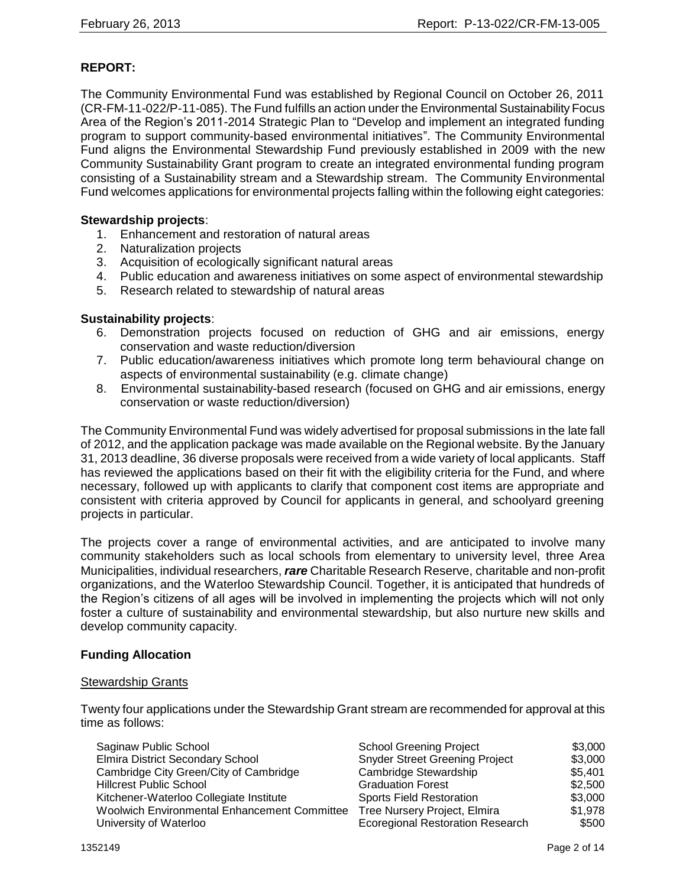## REPORT:

The Community Environmental Fund was established by Regional Council on October 26, 2011 (CR-FM-11-022/P-11-085). The Fund fulfills an action under the Environmental Sustainability Focus Area of the Region's 2011-2014 Strategic Plan to "Develop and implement an integrated funding program to support community-based environmental initiatives". The Community Environmental Fund aligns the Environmental Stewardship Fund previously established in 2009 with the new Community Sustainability Grant program to create an integrated environmental funding program consisting of a Sustainability stream and a Stewardship stream. The Community Environmental Fund welcomes applications for environmental projects falling within the following eight categories:

**Stewardship projects**:

1. Enhancement and restoration of natural areas
2. Naturalization projects
3. Acquisition of ecologically significant natural areas
4. Public education and awareness initiatives on some aspect of environmental stewardship
5. Research related to stewardship of natural areas

**Sustainability projects**:

6. Demonstration projects focused on reduction of GHG and air emissions, energy conservation and waste reduction/diversion
7. Public education/awareness initiatives which promote long term behavioural change on aspects of environmental sustainability (e.g. climate change)
8. Environmental sustainability-based research (focused on GHG and air emissions, energy conservation or waste reduction/diversion)

The Community Environmental Fund was widely advertised for proposal submissions in the late fall of 2012, and the application package was made available on the Regional website. By the January 31, 2013 deadline, 36 diverse proposals were received from a wide variety of local applicants. Staff has reviewed the applications based on their fit with the eligibility criteria for the Fund, and where necessary, followed up with applicants to clarify that component cost items are appropriate and consistent with criteria approved by Council for applicants in general, and schoolyard greening projects in particular.

The projects cover a range of environmental activities, and are anticipated to involve many community stakeholders such as local schools from elementary to university level, three Area Municipalities, individual researchers, ***rare*** Charitable Research Reserve, charitable and non-profit organizations, and the Waterloo Stewardship Council. Together, it is anticipated that hundreds of the Region's citizens of all ages will be involved in implementing the projects which will not only foster a culture of sustainability and environmental stewardship, but also nurture new skills and develop community capacity.

### Funding Allocation

#### Stewardship Grants

Twenty four applications under the Stewardship Grant stream are recommended for approval at this time as follows:

| | | |
|---|---|---|
| Saginaw Public School | School Greening Project | \$3,000 |
| Elmira District Secondary School | Snyder Street Greening Project | \$3,000 |
| Cambridge City Green/City of Cambridge | Cambridge Stewardship | \$5,401 |
| Hillcrest Public School | Graduation Forest | \$2,500 |
| Kitchener-Waterloo Collegiate Institute | Sports Field Restoration | \$3,000 |
| Woolwich Environmental Enhancement Committee | Tree Nursery Project, Elmira | \$1,978 |
| University of Waterloo | Ecoregional Restoration Research | \$500 |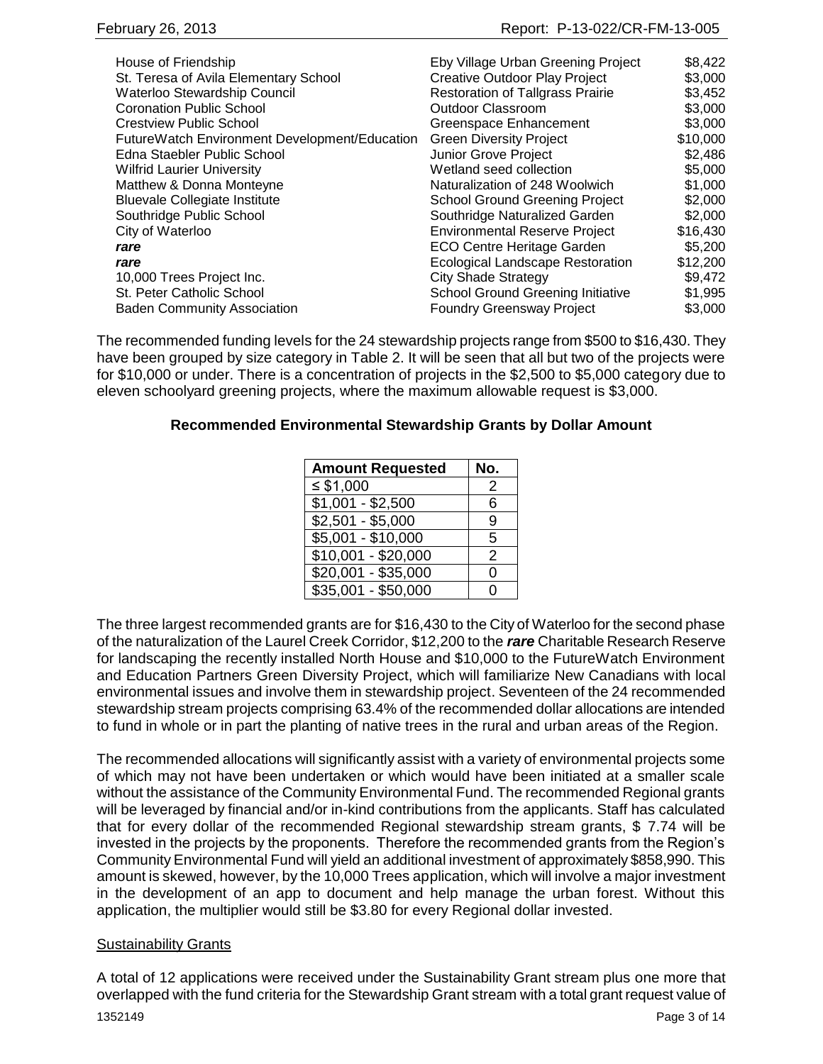| | | |
|---|---|---|
| House of Friendship | Eby Village Urban Greening Project | $8,422 |
| St. Teresa of Avila Elementary School | Creative Outdoor Play Project | $3,000 |
| Waterloo Stewardship Council | Restoration of Tallgrass Prairie | $3,452 |
| Coronation Public School | Outdoor Classroom | $3,000 |
| Crestview Public School | Greenspace Enhancement | $3,000 |
| FutureWatch Environment Development/Education | Green Diversity Project | $10,000 |
| Edna Staebler Public School | Junior Grove Project | $2,486 |
| Wilfrid Laurier University | Wetland seed collection | $5,000 |
| Matthew & Donna Monteyne | Naturalization of 248 Woolwich | $1,000 |
| Bluevale Collegiate Institute | School Ground Greening Project | $2,000 |
| Southridge Public School | Southridge Naturalized Garden | $2,000 |
| City of Waterloo | Environmental Reserve Project | $16,430 |
| ***rare*** | ECO Centre Heritage Garden | $5,200 |
| ***rare*** | Ecological Landscape Restoration | $12,200 |
| 10,000 Trees Project Inc. | City Shade Strategy | $9,472 |
| St. Peter Catholic School | School Ground Greening Initiative | $1,995 |
| Baden Community Association | Foundry Greensway Project | $3,000 |

The recommended funding levels for the 24 stewardship projects range from $500 to $16,430. They have been grouped by size category in Table 2. It will be seen that all but two of the projects were for $10,000 or under. There is a concentration of projects in the $2,500 to $5,000 category due to eleven schoolyard greening projects, where the maximum allowable request is $3,000.

**Recommended Environmental Stewardship Grants by Dollar Amount**

| Amount Requested | No. |
|---|---|
| ≤ $1,000 | 2 |
| $1,001 - $2,500 | 6 |
| $2,501 - $5,000 | 9 |
| $5,001 - $10,000 | 5 |
| $10,001 - $20,000 | 2 |
| $20,001 - $35,000 | 0 |
| $35,001 - $50,000 | 0 |

The three largest recommended grants are for $16,430 to the City of Waterloo for the second phase of the naturalization of the Laurel Creek Corridor, $12,200 to the ***rare*** Charitable Research Reserve for landscaping the recently installed North House and $10,000 to the FutureWatch Environment and Education Partners Green Diversity Project, which will familiarize New Canadians with local environmental issues and involve them in stewardship project. Seventeen of the 24 recommended stewardship stream projects comprising 63.4% of the recommended dollar allocations are intended to fund in whole or in part the planting of native trees in the rural and urban areas of the Region.

The recommended allocations will significantly assist with a variety of environmental projects some of which may not have been undertaken or which would have been initiated at a smaller scale without the assistance of the Community Environmental Fund. The recommended Regional grants will be leveraged by financial and/or in-kind contributions from the applicants. Staff has calculated that for every dollar of the recommended Regional stewardship stream grants, $ 7.74 will be invested in the projects by the proponents. Therefore the recommended grants from the Region's Community Environmental Fund will yield an additional investment of approximately $858,990. This amount is skewed, however, by the 10,000 Trees application, which will involve a major investment in the development of an app to document and help manage the urban forest. Without this application, the multiplier would still be $3.80 for every Regional dollar invested.

<u>Sustainability Grants</u>

A total of 12 applications were received under the Sustainability Grant stream plus one more that overlapped with the fund criteria for the Stewardship Grant stream with a total grant request value of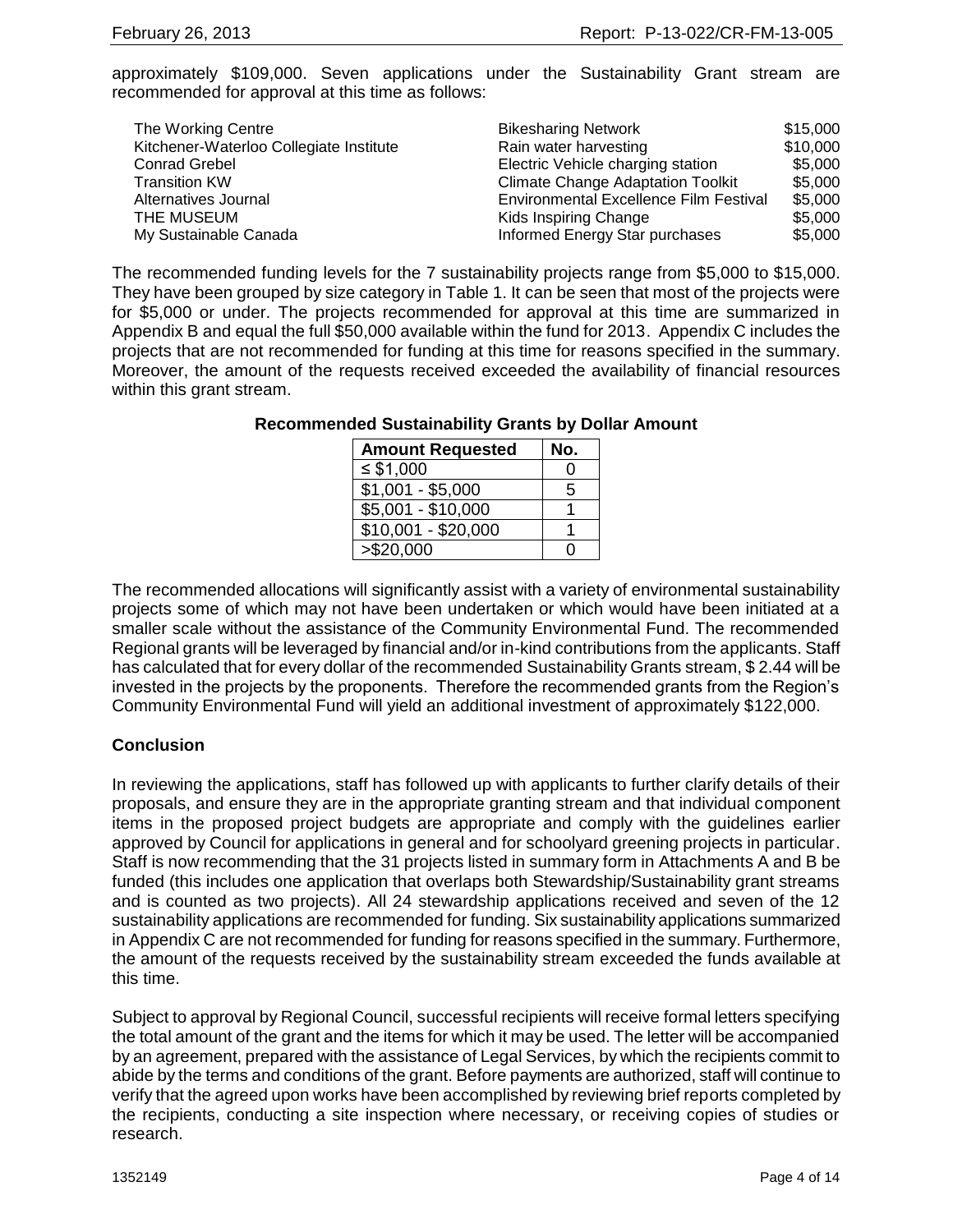approximately $109,000. Seven applications under the Sustainability Grant stream are recommended for approval at this time as follows:

| | | |
|---|---|---|
| The Working Centre | Bikesharing Network | $15,000 |
| Kitchener-Waterloo Collegiate Institute | Rain water harvesting | $10,000 |
| Conrad Grebel | Electric Vehicle charging station | $5,000 |
| Transition KW | Climate Change Adaptation Toolkit | $5,000 |
| Alternatives Journal | Environmental Excellence Film Festival | $5,000 |
| THE MUSEUM | Kids Inspiring Change | $5,000 |
| My Sustainable Canada | Informed Energy Star purchases | $5,000 |

The recommended funding levels for the 7 sustainability projects range from $5,000 to $15,000. They have been grouped by size category in Table 1. It can be seen that most of the projects were for $5,000 or under. The projects recommended for approval at this time are summarized in Appendix B and equal the full $50,000 available within the fund for 2013. Appendix C includes the projects that are not recommended for funding at this time for reasons specified in the summary. Moreover, the amount of the requests received exceeded the availability of financial resources within this grant stream.

**Recommended Sustainability Grants by Dollar Amount**

| Amount Requested | No. |
|---|---|
| ≤ $1,000 | 0 |
| $1,001 - $5,000 | 5 |
| $5,001 - $10,000 | 1 |
| $10,001 - $20,000 | 1 |
| >$20,000 | 0 |

The recommended allocations will significantly assist with a variety of environmental sustainability projects some of which may not have been undertaken or which would have been initiated at a smaller scale without the assistance of the Community Environmental Fund. The recommended Regional grants will be leveraged by financial and/or in-kind contributions from the applicants. Staff has calculated that for every dollar of the recommended Sustainability Grants stream, $ 2.44 will be invested in the projects by the proponents. Therefore the recommended grants from the Region's Community Environmental Fund will yield an additional investment of approximately $122,000.

## Conclusion

In reviewing the applications, staff has followed up with applicants to further clarify details of their proposals, and ensure they are in the appropriate granting stream and that individual component items in the proposed project budgets are appropriate and comply with the guidelines earlier approved by Council for applications in general and for schoolyard greening projects in particular. Staff is now recommending that the 31 projects listed in summary form in Attachments A and B be funded (this includes one application that overlaps both Stewardship/Sustainability grant streams and is counted as two projects). All 24 stewardship applications received and seven of the 12 sustainability applications are recommended for funding. Six sustainability applications summarized in Appendix C are not recommended for funding for reasons specified in the summary. Furthermore, the amount of the requests received by the sustainability stream exceeded the funds available at this time.

Subject to approval by Regional Council, successful recipients will receive formal letters specifying the total amount of the grant and the items for which it may be used. The letter will be accompanied by an agreement, prepared with the assistance of Legal Services, by which the recipients commit to abide by the terms and conditions of the grant. Before payments are authorized, staff will continue to verify that the agreed upon works have been accomplished by reviewing brief reports completed by the recipients, conducting a site inspection where necessary, or receiving copies of studies or research.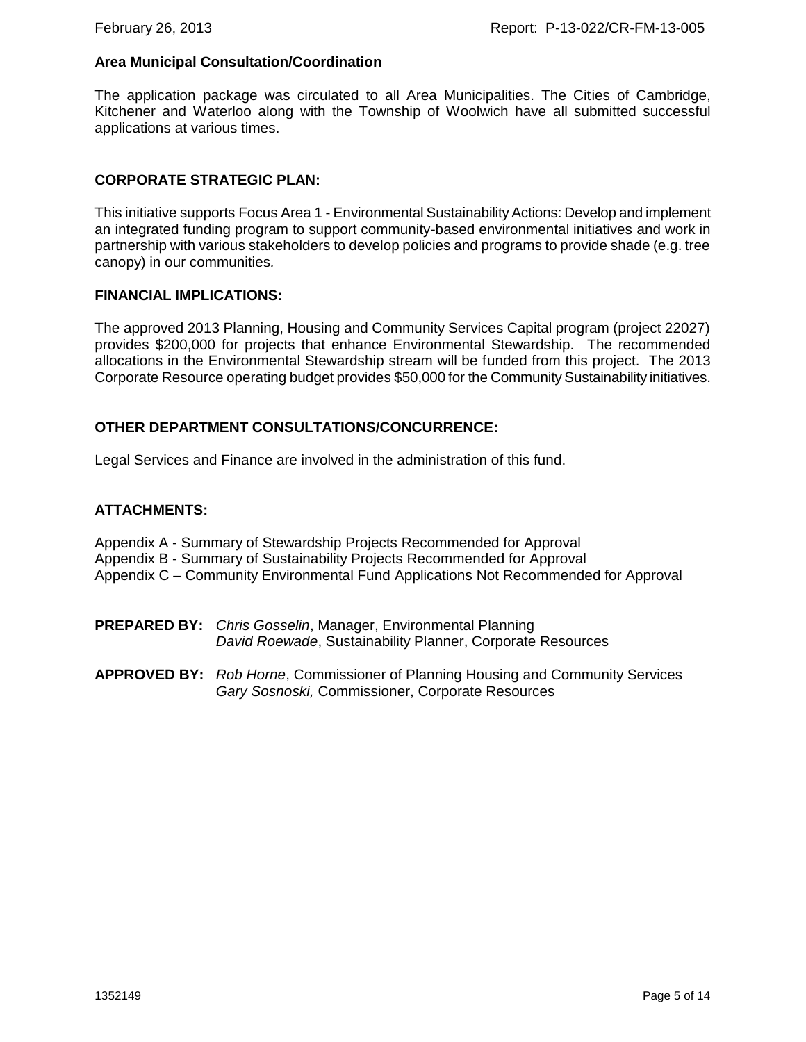**Area Municipal Consultation/Coordination**

The application package was circulated to all Area Municipalities. The Cities of Cambridge, Kitchener and Waterloo along with the Township of Woolwich have all submitted successful applications at various times.

## CORPORATE STRATEGIC PLAN:

This initiative supports Focus Area 1 - Environmental Sustainability Actions: Develop and implement an integrated funding program to support community-based environmental initiatives and work in partnership with various stakeholders to develop policies and programs to provide shade (e.g. tree canopy) in our communities.

## FINANCIAL IMPLICATIONS:

The approved 2013 Planning, Housing and Community Services Capital program (project 22027) provides $200,000 for projects that enhance Environmental Stewardship. The recommended allocations in the Environmental Stewardship stream will be funded from this project. The 2013 Corporate Resource operating budget provides $50,000 for the Community Sustainability initiatives.

## OTHER DEPARTMENT CONSULTATIONS/CONCURRENCE:

Legal Services and Finance are involved in the administration of this fund.

## ATTACHMENTS:

Appendix A - Summary of Stewardship Projects Recommended for Approval
Appendix B - Summary of Sustainability Projects Recommended for Approval
Appendix C – Community Environmental Fund Applications Not Recommended for Approval

**PREPARED BY:** *Chris Gosselin*, Manager, Environmental Planning
*David Roewade*, Sustainability Planner, Corporate Resources

**APPROVED BY:** *Rob Horne*, Commissioner of Planning Housing and Community Services
*Gary Sosnoski,* Commissioner, Corporate Resources

1352149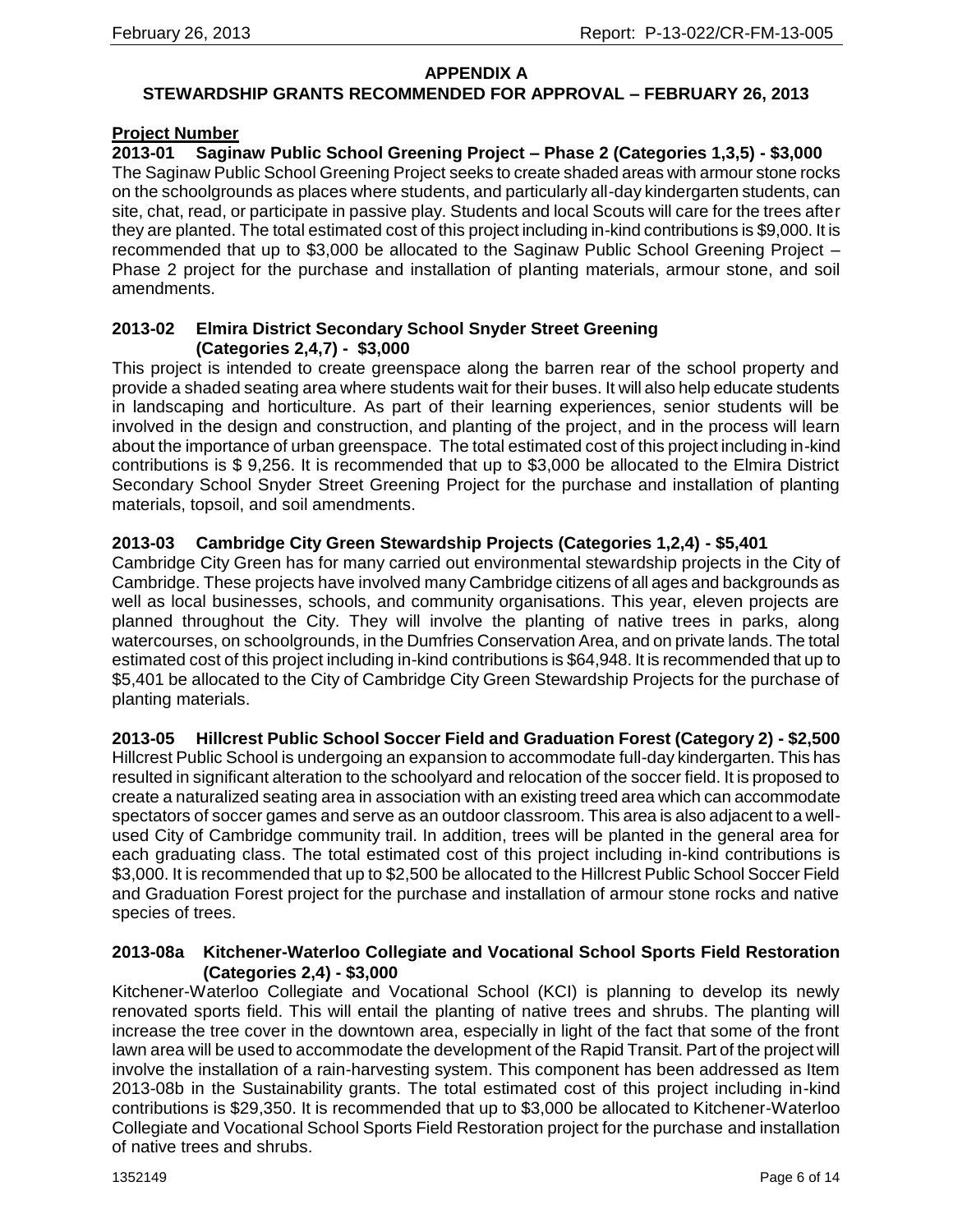## APPENDIX A

## STEWARDSHIP GRANTS RECOMMENDED FOR APPROVAL – FEBRUARY 26, 2013

**Project Number**

### 2013-01 Saginaw Public School Greening Project – Phase 2 (Categories 1,3,5) - $3,000

The Saginaw Public School Greening Project seeks to create shaded areas with armour stone rocks on the schoolgrounds as places where students, and particularly all-day kindergarten students, can site, chat, read, or participate in passive play. Students and local Scouts will care for the trees after they are planted. The total estimated cost of this project including in-kind contributions is $9,000. It is recommended that up to $3,000 be allocated to the Saginaw Public School Greening Project – Phase 2 project for the purchase and installation of planting materials, armour stone, and soil amendments.

### 2013-02 Elmira District Secondary School Snyder Street Greening (Categories 2,4,7) - $3,000

This project is intended to create greenspace along the barren rear of the school property and provide a shaded seating area where students wait for their buses. It will also help educate students in landscaping and horticulture. As part of their learning experiences, senior students will be involved in the design and construction, and planting of the project, and in the process will learn about the importance of urban greenspace. The total estimated cost of this project including in-kind contributions is $ 9,256. It is recommended that up to $3,000 be allocated to the Elmira District Secondary School Snyder Street Greening Project for the purchase and installation of planting materials, topsoil, and soil amendments.

### 2013-03 Cambridge City Green Stewardship Projects (Categories 1,2,4) - $5,401

Cambridge City Green has for many carried out environmental stewardship projects in the City of Cambridge. These projects have involved many Cambridge citizens of all ages and backgrounds as well as local businesses, schools, and community organisations. This year, eleven projects are planned throughout the City. They will involve the planting of native trees in parks, along watercourses, on schoolgrounds, in the Dumfries Conservation Area, and on private lands. The total estimated cost of this project including in-kind contributions is $64,948. It is recommended that up to $5,401 be allocated to the City of Cambridge City Green Stewardship Projects for the purchase of planting materials.

### 2013-05 Hillcrest Public School Soccer Field and Graduation Forest (Category 2) - $2,500

Hillcrest Public School is undergoing an expansion to accommodate full-day kindergarten. This has resulted in significant alteration to the schoolyard and relocation of the soccer field. It is proposed to create a naturalized seating area in association with an existing treed area which can accommodate spectators of soccer games and serve as an outdoor classroom. This area is also adjacent to a well-used City of Cambridge community trail. In addition, trees will be planted in the general area for each graduating class. The total estimated cost of this project including in-kind contributions is $3,000. It is recommended that up to $2,500 be allocated to the Hillcrest Public School Soccer Field and Graduation Forest project for the purchase and installation of armour stone rocks and native species of trees.

### 2013-08a Kitchener-Waterloo Collegiate and Vocational School Sports Field Restoration (Categories 2,4) - $3,000

Kitchener-Waterloo Collegiate and Vocational School (KCI) is planning to develop its newly renovated sports field. This will entail the planting of native trees and shrubs. The planting will increase the tree cover in the downtown area, especially in light of the fact that some of the front lawn area will be used to accommodate the development of the Rapid Transit. Part of the project will involve the installation of a rain-harvesting system. This component has been addressed as Item 2013-08b in the Sustainability grants. The total estimated cost of this project including in-kind contributions is $29,350. It is recommended that up to $3,000 be allocated to Kitchener-Waterloo Collegiate and Vocational School Sports Field Restoration project for the purchase and installation of native trees and shrubs.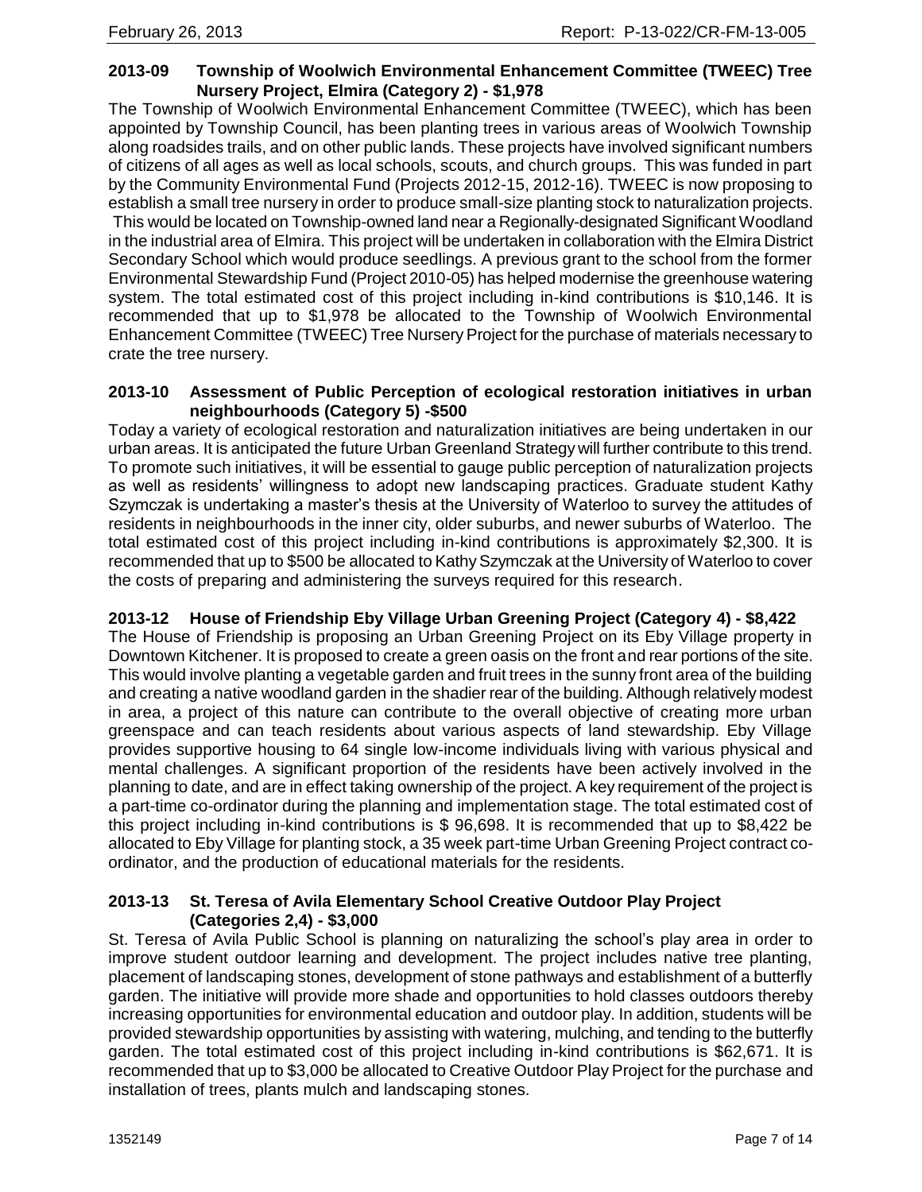### 2013-09 Township of Woolwich Environmental Enhancement Committee (TWEEC) Tree Nursery Project, Elmira (Category 2) - $1,978

The Township of Woolwich Environmental Enhancement Committee (TWEEC), which has been appointed by Township Council, has been planting trees in various areas of Woolwich Township along roadsides trails, and on other public lands. These projects have involved significant numbers of citizens of all ages as well as local schools, scouts, and church groups. This was funded in part by the Community Environmental Fund (Projects 2012-15, 2012-16). TWEEC is now proposing to establish a small tree nursery in order to produce small-size planting stock to naturalization projects. This would be located on Township-owned land near a Regionally-designated Significant Woodland in the industrial area of Elmira. This project will be undertaken in collaboration with the Elmira District Secondary School which would produce seedlings. A previous grant to the school from the former Environmental Stewardship Fund (Project 2010-05) has helped modernise the greenhouse watering system. The total estimated cost of this project including in-kind contributions is $10,146. It is recommended that up to $1,978 be allocated to the Township of Woolwich Environmental Enhancement Committee (TWEEC) Tree Nursery Project for the purchase of materials necessary to crate the tree nursery.

### 2013-10 Assessment of Public Perception of ecological restoration initiatives in urban neighbourhoods (Category 5) -$500

Today a variety of ecological restoration and naturalization initiatives are being undertaken in our urban areas. It is anticipated the future Urban Greenland Strategy will further contribute to this trend. To promote such initiatives, it will be essential to gauge public perception of naturalization projects as well as residents' willingness to adopt new landscaping practices. Graduate student Kathy Szymczak is undertaking a master's thesis at the University of Waterloo to survey the attitudes of residents in neighbourhoods in the inner city, older suburbs, and newer suburbs of Waterloo. The total estimated cost of this project including in-kind contributions is approximately $2,300. It is recommended that up to $500 be allocated to Kathy Szymczak at the University of Waterloo to cover the costs of preparing and administering the surveys required for this research.

### 2013-12 House of Friendship Eby Village Urban Greening Project (Category 4) - $8,422

The House of Friendship is proposing an Urban Greening Project on its Eby Village property in Downtown Kitchener. It is proposed to create a green oasis on the front and rear portions of the site. This would involve planting a vegetable garden and fruit trees in the sunny front area of the building and creating a native woodland garden in the shadier rear of the building. Although relatively modest in area, a project of this nature can contribute to the overall objective of creating more urban greenspace and can teach residents about various aspects of land stewardship. Eby Village provides supportive housing to 64 single low-income individuals living with various physical and mental challenges. A significant proportion of the residents have been actively involved in the planning to date, and are in effect taking ownership of the project. A key requirement of the project is a part-time co-ordinator during the planning and implementation stage. The total estimated cost of this project including in-kind contributions is $ 96,698. It is recommended that up to $8,422 be allocated to Eby Village for planting stock, a 35 week part-time Urban Greening Project contract co-ordinator, and the production of educational materials for the residents.

### 2013-13 St. Teresa of Avila Elementary School Creative Outdoor Play Project (Categories 2,4) - $3,000

St. Teresa of Avila Public School is planning on naturalizing the school's play area in order to improve student outdoor learning and development. The project includes native tree planting, placement of landscaping stones, development of stone pathways and establishment of a butterfly garden. The initiative will provide more shade and opportunities to hold classes outdoors thereby increasing opportunities for environmental education and outdoor play. In addition, students will be provided stewardship opportunities by assisting with watering, mulching, and tending to the butterfly garden. The total estimated cost of this project including in-kind contributions is $62,671. It is recommended that up to $3,000 be allocated to Creative Outdoor Play Project for the purchase and installation of trees, plants mulch and landscaping stones.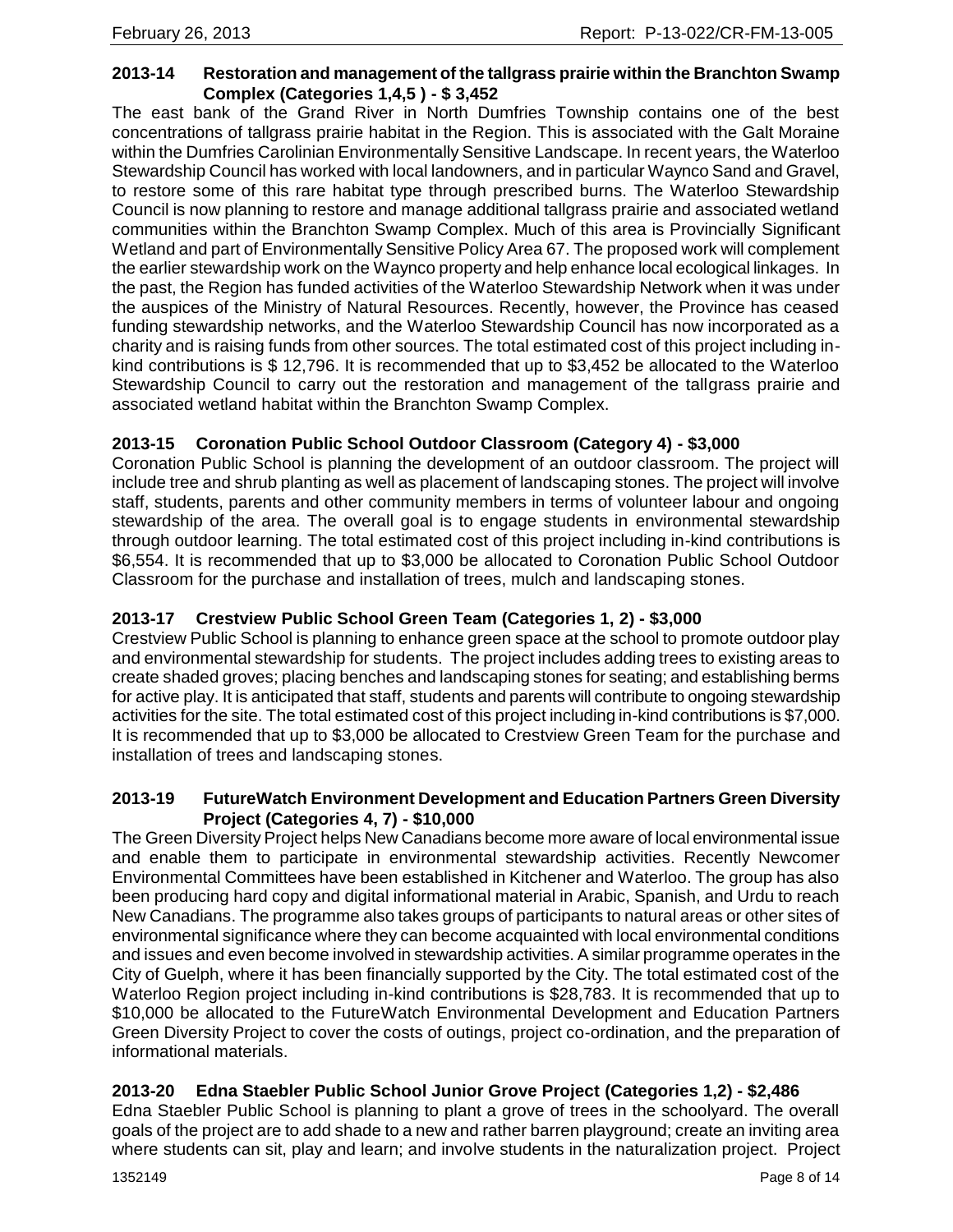**2013-14 Restoration and management of the tallgrass prairie within the Branchton Swamp Complex (Categories 1,4,5 ) - $ 3,452**

The east bank of the Grand River in North Dumfries Township contains one of the best concentrations of tallgrass prairie habitat in the Region. This is associated with the Galt Moraine within the Dumfries Carolinian Environmentally Sensitive Landscape. In recent years, the Waterloo Stewardship Council has worked with local landowners, and in particular Waynco Sand and Gravel, to restore some of this rare habitat type through prescribed burns. The Waterloo Stewardship Council is now planning to restore and manage additional tallgrass prairie and associated wetland communities within the Branchton Swamp Complex. Much of this area is Provincially Significant Wetland and part of Environmentally Sensitive Policy Area 67. The proposed work will complement the earlier stewardship work on the Waynco property and help enhance local ecological linkages. In the past, the Region has funded activities of the Waterloo Stewardship Network when it was under the auspices of the Ministry of Natural Resources. Recently, however, the Province has ceased funding stewardship networks, and the Waterloo Stewardship Council has now incorporated as a charity and is raising funds from other sources. The total estimated cost of this project including in-kind contributions is $ 12,796. It is recommended that up to $3,452 be allocated to the Waterloo Stewardship Council to carry out the restoration and management of the tallgrass prairie and associated wetland habitat within the Branchton Swamp Complex.

**2013-15 Coronation Public School Outdoor Classroom (Category 4) - $3,000**

Coronation Public School is planning the development of an outdoor classroom. The project will include tree and shrub planting as well as placement of landscaping stones. The project will involve staff, students, parents and other community members in terms of volunteer labour and ongoing stewardship of the area. The overall goal is to engage students in environmental stewardship through outdoor learning. The total estimated cost of this project including in-kind contributions is $6,554. It is recommended that up to $3,000 be allocated to Coronation Public School Outdoor Classroom for the purchase and installation of trees, mulch and landscaping stones.

**2013-17 Crestview Public School Green Team (Categories 1, 2) - $3,000**

Crestview Public School is planning to enhance green space at the school to promote outdoor play and environmental stewardship for students. The project includes adding trees to existing areas to create shaded groves; placing benches and landscaping stones for seating; and establishing berms for active play. It is anticipated that staff, students and parents will contribute to ongoing stewardship activities for the site. The total estimated cost of this project including in-kind contributions is $7,000. It is recommended that up to $3,000 be allocated to Crestview Green Team for the purchase and installation of trees and landscaping stones.

**2013-19 FutureWatch Environment Development and Education Partners Green Diversity Project (Categories 4, 7) - $10,000**

The Green Diversity Project helps New Canadians become more aware of local environmental issue and enable them to participate in environmental stewardship activities. Recently Newcomer Environmental Committees have been established in Kitchener and Waterloo. The group has also been producing hard copy and digital informational material in Arabic, Spanish, and Urdu to reach New Canadians. The programme also takes groups of participants to natural areas or other sites of environmental significance where they can become acquainted with local environmental conditions and issues and even become involved in stewardship activities. A similar programme operates in the City of Guelph, where it has been financially supported by the City. The total estimated cost of the Waterloo Region project including in-kind contributions is $28,783. It is recommended that up to $10,000 be allocated to the FutureWatch Environmental Development and Education Partners Green Diversity Project to cover the costs of outings, project co-ordination, and the preparation of informational materials.

**2013-20 Edna Staebler Public School Junior Grove Project (Categories 1,2) - $2,486**

Edna Staebler Public School is planning to plant a grove of trees in the schoolyard. The overall goals of the project are to add shade to a new and rather barren playground; create an inviting area where students can sit, play and learn; and involve students in the naturalization project. Project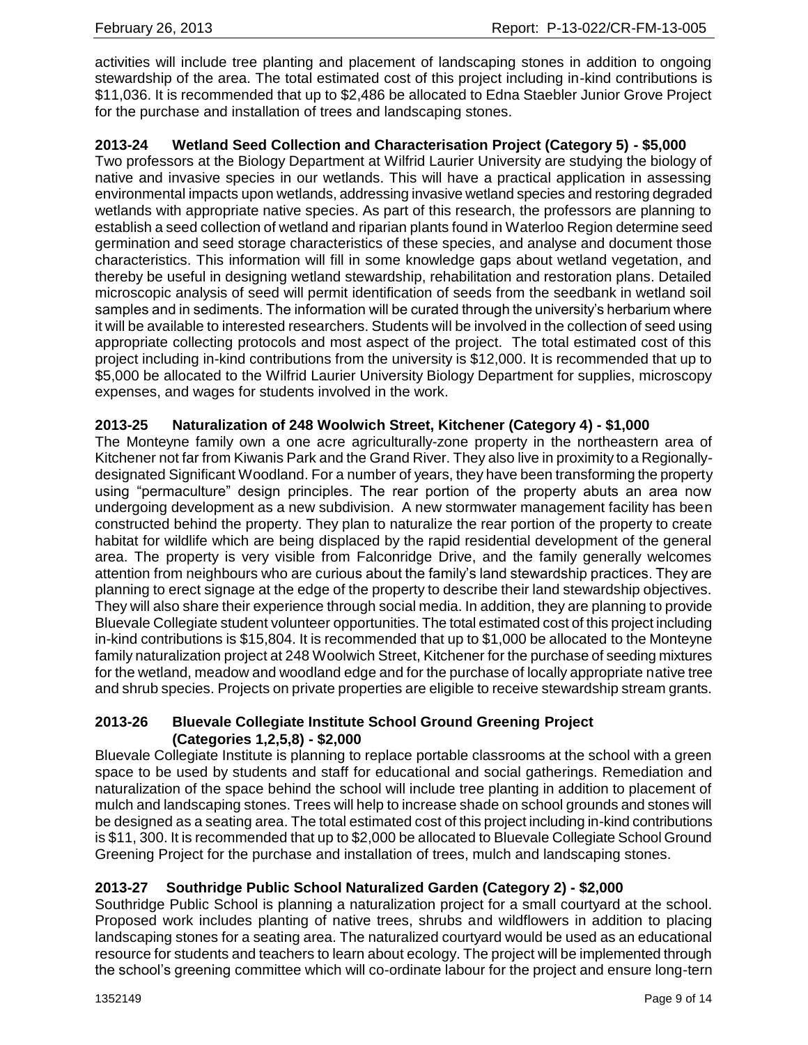activities will include tree planting and placement of landscaping stones in addition to ongoing stewardship of the area. The total estimated cost of this project including in-kind contributions is $11,036. It is recommended that up to $2,486 be allocated to Edna Staebler Junior Grove Project for the purchase and installation of trees and landscaping stones.

### 2013-24 Wetland Seed Collection and Characterisation Project (Category 5) - $5,000

Two professors at the Biology Department at Wilfrid Laurier University are studying the biology of native and invasive species in our wetlands. This will have a practical application in assessing environmental impacts upon wetlands, addressing invasive wetland species and restoring degraded wetlands with appropriate native species. As part of this research, the professors are planning to establish a seed collection of wetland and riparian plants found in Waterloo Region determine seed germination and seed storage characteristics of these species, and analyse and document those characteristics. This information will fill in some knowledge gaps about wetland vegetation, and thereby be useful in designing wetland stewardship, rehabilitation and restoration plans. Detailed microscopic analysis of seed will permit identification of seeds from the seedbank in wetland soil samples and in sediments. The information will be curated through the university's herbarium where it will be available to interested researchers. Students will be involved in the collection of seed using appropriate collecting protocols and most aspect of the project. The total estimated cost of this project including in-kind contributions from the university is $12,000. It is recommended that up to $5,000 be allocated to the Wilfrid Laurier University Biology Department for supplies, microscopy expenses, and wages for students involved in the work.

### 2013-25 Naturalization of 248 Woolwich Street, Kitchener (Category 4) - $1,000

The Monteyne family own a one acre agriculturally-zone property in the northeastern area of Kitchener not far from Kiwanis Park and the Grand River. They also live in proximity to a Regionally-designated Significant Woodland. For a number of years, they have been transforming the property using "permaculture" design principles. The rear portion of the property abuts an area now undergoing development as a new subdivision. A new stormwater management facility has been constructed behind the property. They plan to naturalize the rear portion of the property to create habitat for wildlife which are being displaced by the rapid residential development of the general area. The property is very visible from Falconridge Drive, and the family generally welcomes attention from neighbours who are curious about the family's land stewardship practices. They are planning to erect signage at the edge of the property to describe their land stewardship objectives. They will also share their experience through social media. In addition, they are planning to provide Bluevale Collegiate student volunteer opportunities. The total estimated cost of this project including in-kind contributions is $15,804. It is recommended that up to $1,000 be allocated to the Monteyne family naturalization project at 248 Woolwich Street, Kitchener for the purchase of seeding mixtures for the wetland, meadow and woodland edge and for the purchase of locally appropriate native tree and shrub species. Projects on private properties are eligible to receive stewardship stream grants.

### 2013-26 Bluevale Collegiate Institute School Ground Greening Project (Categories 1,2,5,8) - $2,000

Bluevale Collegiate Institute is planning to replace portable classrooms at the school with a green space to be used by students and staff for educational and social gatherings. Remediation and naturalization of the space behind the school will include tree planting in addition to placement of mulch and landscaping stones. Trees will help to increase shade on school grounds and stones will be designed as a seating area. The total estimated cost of this project including in-kind contributions is $11, 300. It is recommended that up to $2,000 be allocated to Bluevale Collegiate School Ground Greening Project for the purchase and installation of trees, mulch and landscaping stones.

### 2013-27 Southridge Public School Naturalized Garden (Category 2) - $2,000

Southridge Public School is planning a naturalization project for a small courtyard at the school. Proposed work includes planting of native trees, shrubs and wildflowers in addition to placing landscaping stones for a seating area. The naturalized courtyard would be used as an educational resource for students and teachers to learn about ecology. The project will be implemented through the school's greening committee which will co-ordinate labour for the project and ensure long-tern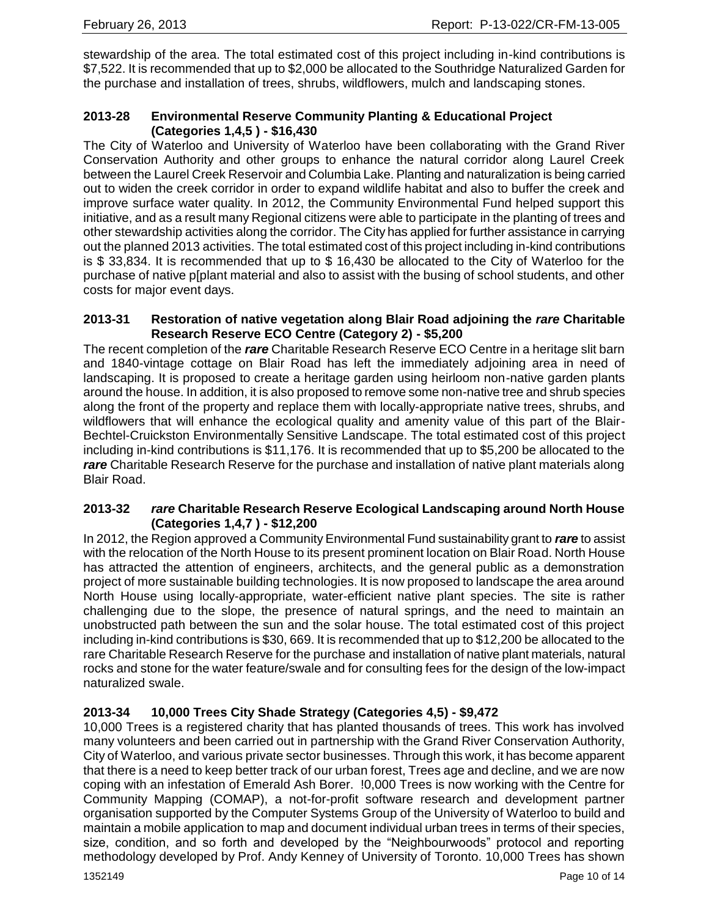stewardship of the area. The total estimated cost of this project including in-kind contributions is $7,522. It is recommended that up to $2,000 be allocated to the Southridge Naturalized Garden for the purchase and installation of trees, shrubs, wildflowers, mulch and landscaping stones.

### 2013-28 Environmental Reserve Community Planting & Educational Project (Categories 1,4,5 ) - $16,430

The City of Waterloo and University of Waterloo have been collaborating with the Grand River Conservation Authority and other groups to enhance the natural corridor along Laurel Creek between the Laurel Creek Reservoir and Columbia Lake. Planting and naturalization is being carried out to widen the creek corridor in order to expand wildlife habitat and also to buffer the creek and improve surface water quality. In 2012, the Community Environmental Fund helped support this initiative, and as a result many Regional citizens were able to participate in the planting of trees and other stewardship activities along the corridor. The City has applied for further assistance in carrying out the planned 2013 activities. The total estimated cost of this project including in-kind contributions is $ 33,834. It is recommended that up to $ 16,430 be allocated to the City of Waterloo for the purchase of native p[plant material and also to assist with the busing of school students, and other costs for major event days.

### 2013-31 Restoration of native vegetation along Blair Road adjoining the *rare* Charitable Research Reserve ECO Centre (Category 2) - $5,200

The recent completion of the ***rare*** Charitable Research Reserve ECO Centre in a heritage slit barn and 1840-vintage cottage on Blair Road has left the immediately adjoining area in need of landscaping. It is proposed to create a heritage garden using heirloom non-native garden plants around the house. In addition, it is also proposed to remove some non-native tree and shrub species along the front of the property and replace them with locally-appropriate native trees, shrubs, and wildflowers that will enhance the ecological quality and amenity value of this part of the Blair-Bechtel-Cruickston Environmentally Sensitive Landscape. The total estimated cost of this project including in-kind contributions is $11,176. It is recommended that up to $5,200 be allocated to the ***rare*** Charitable Research Reserve for the purchase and installation of native plant materials along Blair Road.

### 2013-32 *rare* Charitable Research Reserve Ecological Landscaping around North House (Categories 1,4,7 ) - $12,200

In 2012, the Region approved a Community Environmental Fund sustainability grant to ***rare*** to assist with the relocation of the North House to its present prominent location on Blair Road. North House has attracted the attention of engineers, architects, and the general public as a demonstration project of more sustainable building technologies. It is now proposed to landscape the area around North House using locally-appropriate, water-efficient native plant species. The site is rather challenging due to the slope, the presence of natural springs, and the need to maintain an unobstructed path between the sun and the solar house. The total estimated cost of this project including in-kind contributions is $30, 669. It is recommended that up to $12,200 be allocated to the rare Charitable Research Reserve for the purchase and installation of native plant materials, natural rocks and stone for the water feature/swale and for consulting fees for the design of the low-impact naturalized swale.

### 2013-34 10,000 Trees City Shade Strategy (Categories 4,5) - $9,472

10,000 Trees is a registered charity that has planted thousands of trees. This work has involved many volunteers and been carried out in partnership with the Grand River Conservation Authority, City of Waterloo, and various private sector businesses. Through this work, it has become apparent that there is a need to keep better track of our urban forest, Trees age and decline, and we are now coping with an infestation of Emerald Ash Borer. !0,000 Trees is now working with the Centre for Community Mapping (COMAP), a not-for-profit software research and development partner organisation supported by the Computer Systems Group of the University of Waterloo to build and maintain a mobile application to map and document individual urban trees in terms of their species, size, condition, and so forth and developed by the "Neighbourwoods" protocol and reporting methodology developed by Prof. Andy Kenney of University of Toronto. 10,000 Trees has shown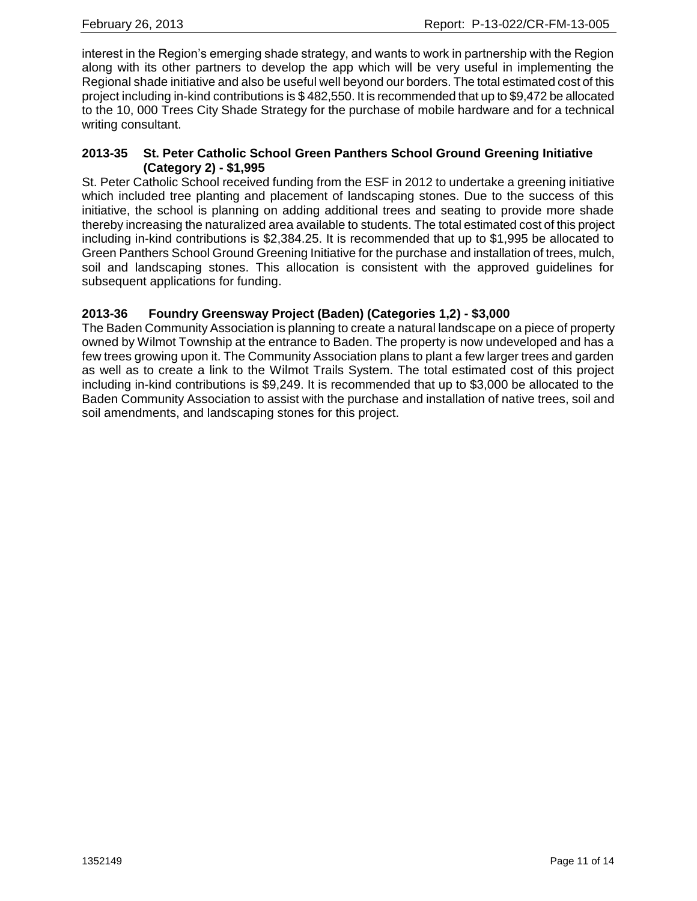interest in the Region's emerging shade strategy, and wants to work in partnership with the Region along with its other partners to develop the app which will be very useful in implementing the Regional shade initiative and also be useful well beyond our borders. The total estimated cost of this project including in-kind contributions is $ 482,550. It is recommended that up to $9,472 be allocated to the 10, 000 Trees City Shade Strategy for the purchase of mobile hardware and for a technical writing consultant.

### 2013-35 St. Peter Catholic School Green Panthers School Ground Greening Initiative (Category 2) - $1,995

St. Peter Catholic School received funding from the ESF in 2012 to undertake a greening initiative which included tree planting and placement of landscaping stones. Due to the success of this initiative, the school is planning on adding additional trees and seating to provide more shade thereby increasing the naturalized area available to students. The total estimated cost of this project including in-kind contributions is $2,384.25. It is recommended that up to $1,995 be allocated to Green Panthers School Ground Greening Initiative for the purchase and installation of trees, mulch, soil and landscaping stones. This allocation is consistent with the approved guidelines for subsequent applications for funding.

### 2013-36 Foundry Greensway Project (Baden) (Categories 1,2) - $3,000

The Baden Community Association is planning to create a natural landscape on a piece of property owned by Wilmot Township at the entrance to Baden. The property is now undeveloped and has a few trees growing upon it. The Community Association plans to plant a few larger trees and garden as well as to create a link to the Wilmot Trails System. The total estimated cost of this project including in-kind contributions is $9,249. It is recommended that up to $3,000 be allocated to the Baden Community Association to assist with the purchase and installation of native trees, soil and soil amendments, and landscaping stones for this project.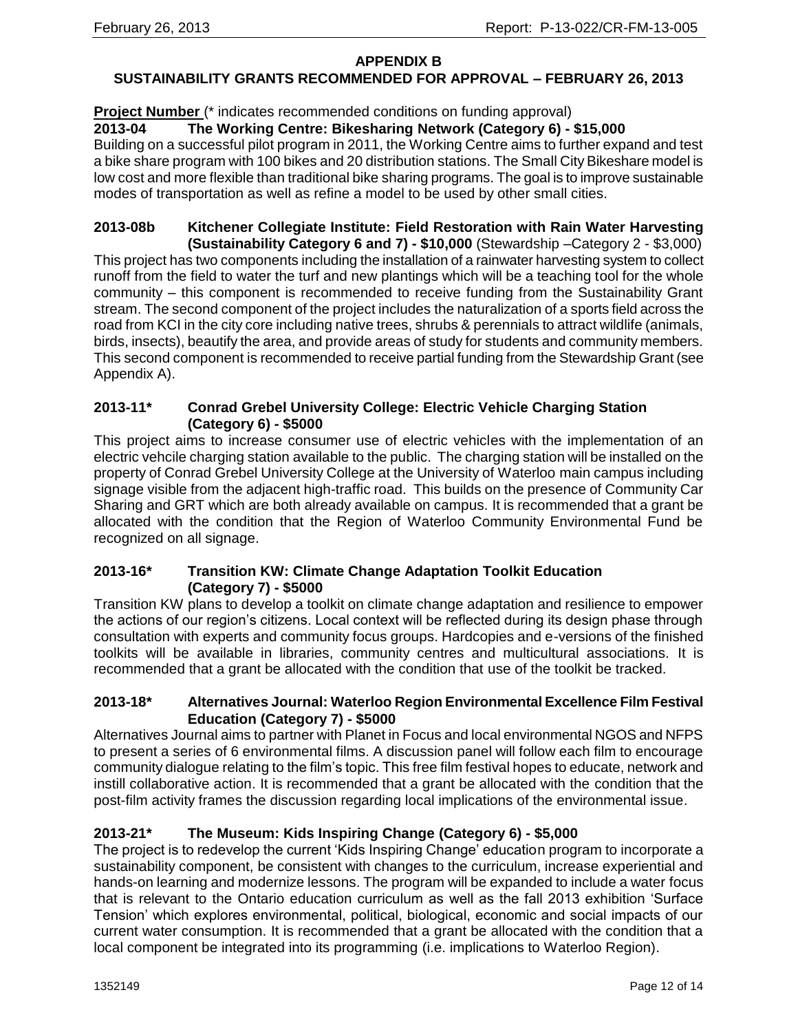**APPENDIX B**

**SUSTAINABILITY GRANTS RECOMMENDED FOR APPROVAL – FEBRUARY 26, 2013**

**Project Number** (* indicates recommended conditions on funding approval)

**2013-04 The Working Centre: Bikesharing Network (Category 6) - $15,000**

Building on a successful pilot program in 2011, the Working Centre aims to further expand and test a bike share program with 100 bikes and 20 distribution stations. The Small City Bikeshare model is low cost and more flexible than traditional bike sharing programs. The goal is to improve sustainable modes of transportation as well as refine a model to be used by other small cities.

**2013-08b Kitchener Collegiate Institute: Field Restoration with Rain Water Harvesting (Sustainability Category 6 and 7) - $10,000** (Stewardship –Category 2 - $3,000)

This project has two components including the installation of a rainwater harvesting system to collect runoff from the field to water the turf and new plantings which will be a teaching tool for the whole community – this component is recommended to receive funding from the Sustainability Grant stream. The second component of the project includes the naturalization of a sports field across the road from KCI in the city core including native trees, shrubs & perennials to attract wildlife (animals, birds, insects), beautify the area, and provide areas of study for students and community members. This second component is recommended to receive partial funding from the Stewardship Grant (see Appendix A).

**2013-11* Conrad Grebel University College: Electric Vehicle Charging Station (Category 6) - $5000**

This project aims to increase consumer use of electric vehicles with the implementation of an electric vehcile charging station available to the public. The charging station will be installed on the property of Conrad Grebel University College at the University of Waterloo main campus including signage visible from the adjacent high-traffic road. This builds on the presence of Community Car Sharing and GRT which are both already available on campus. It is recommended that a grant be allocated with the condition that the Region of Waterloo Community Environmental Fund be recognized on all signage.

**2013-16* Transition KW: Climate Change Adaptation Toolkit Education (Category 7) - $5000**

Transition KW plans to develop a toolkit on climate change adaptation and resilience to empower the actions of our region's citizens. Local context will be reflected during its design phase through consultation with experts and community focus groups. Hardcopies and e-versions of the finished toolkits will be available in libraries, community centres and multicultural associations. It is recommended that a grant be allocated with the condition that use of the toolkit be tracked.

**2013-18* Alternatives Journal: Waterloo Region Environmental Excellence Film Festival Education (Category 7) - $5000**

Alternatives Journal aims to partner with Planet in Focus and local environmental NGOS and NFPS to present a series of 6 environmental films. A discussion panel will follow each film to encourage community dialogue relating to the film's topic. This free film festival hopes to educate, network and instill collaborative action. It is recommended that a grant be allocated with the condition that the post-film activity frames the discussion regarding local implications of the environmental issue.

**2013-21* The Museum: Kids Inspiring Change (Category 6) - $5,000**

The project is to redevelop the current 'Kids Inspiring Change' education program to incorporate a sustainability component, be consistent with changes to the curriculum, increase experiential and hands-on learning and modernize lessons. The program will be expanded to include a water focus that is relevant to the Ontario education curriculum as well as the fall 2013 exhibition 'Surface Tension' which explores environmental, political, biological, economic and social impacts of our current water consumption. It is recommended that a grant be allocated with the condition that a local component be integrated into its programming (i.e. implications to Waterloo Region).

1352149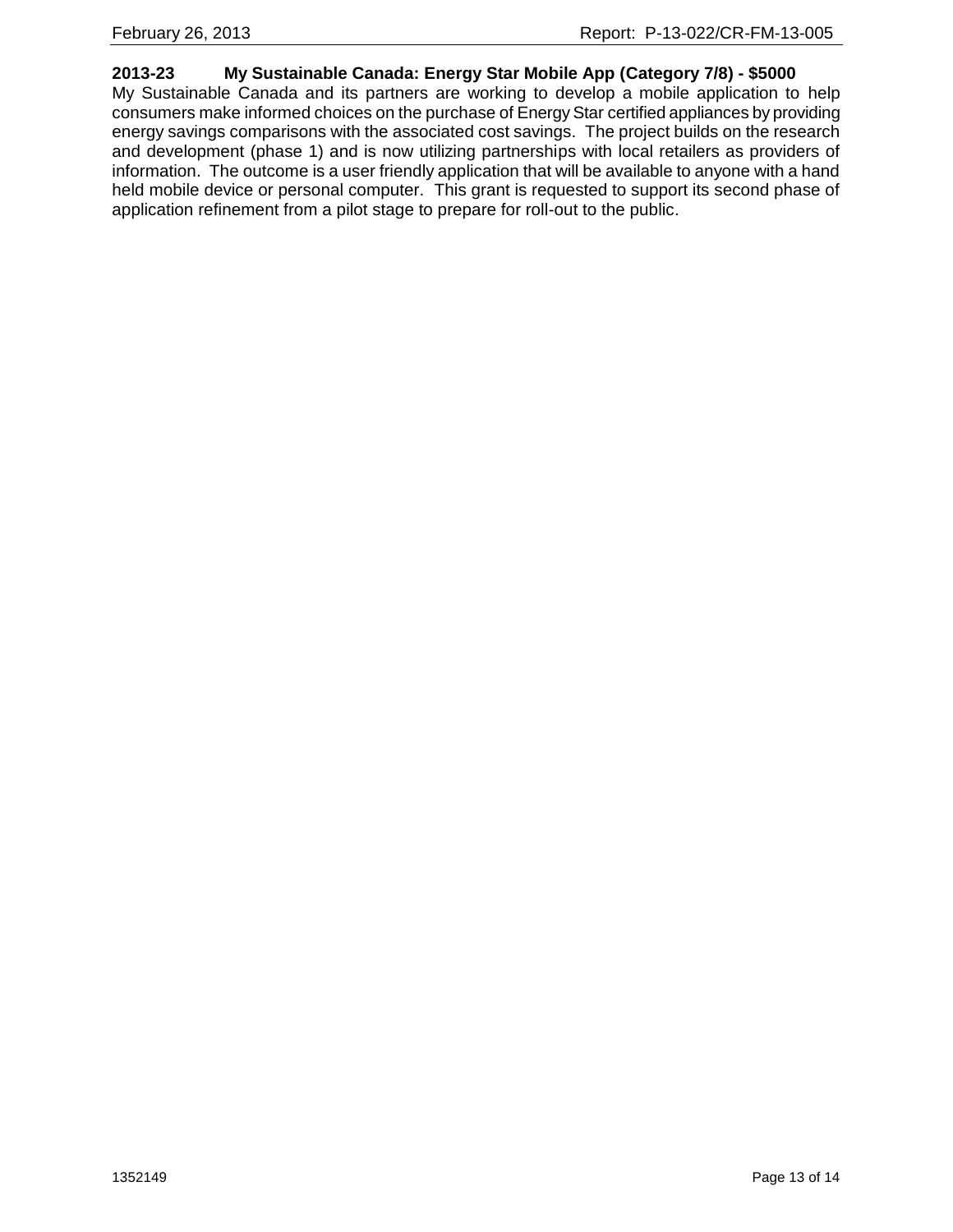**2013-23 My Sustainable Canada: Energy Star Mobile App (Category 7/8) - $5000**

My Sustainable Canada and its partners are working to develop a mobile application to help consumers make informed choices on the purchase of Energy Star certified appliances by providing energy savings comparisons with the associated cost savings. The project builds on the research and development (phase 1) and is now utilizing partnerships with local retailers as providers of information. The outcome is a user friendly application that will be available to anyone with a hand held mobile device or personal computer. This grant is requested to support its second phase of application refinement from a pilot stage to prepare for roll-out to the public.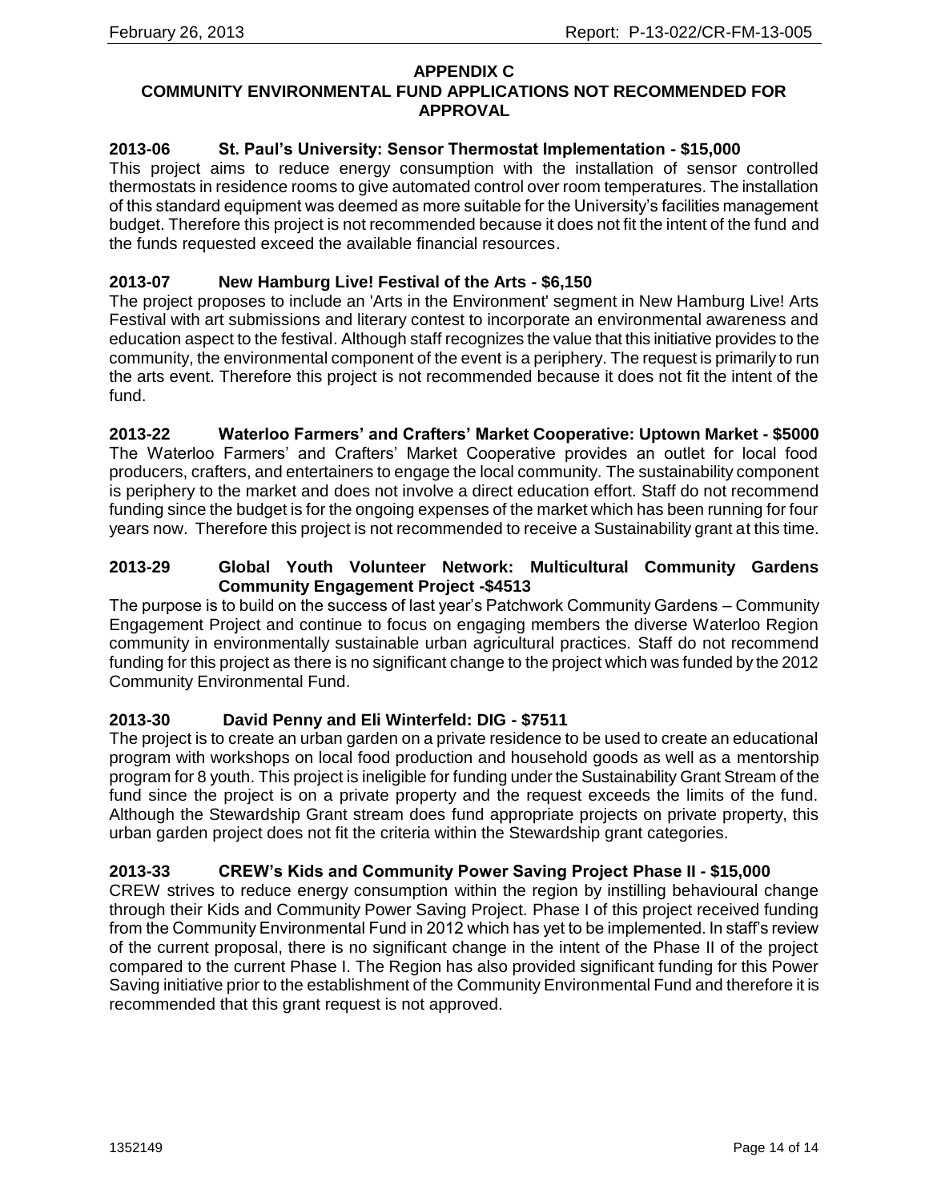## APPENDIX C
## COMMUNITY ENVIRONMENTAL FUND APPLICATIONS NOT RECOMMENDED FOR APPROVAL

### 2013-06 St. Paul's University: Sensor Thermostat Implementation - $15,000

This project aims to reduce energy consumption with the installation of sensor controlled thermostats in residence rooms to give automated control over room temperatures. The installation of this standard equipment was deemed as more suitable for the University's facilities management budget. Therefore this project is not recommended because it does not fit the intent of the fund and the funds requested exceed the available financial resources.

### 2013-07 New Hamburg Live! Festival of the Arts - $6,150

The project proposes to include an 'Arts in the Environment' segment in New Hamburg Live! Arts Festival with art submissions and literary contest to incorporate an environmental awareness and education aspect to the festival. Although staff recognizes the value that this initiative provides to the community, the environmental component of the event is a periphery. The request is primarily to run the arts event. Therefore this project is not recommended because it does not fit the intent of the fund.

### 2013-22 Waterloo Farmers' and Crafters' Market Cooperative: Uptown Market - $5000

The Waterloo Farmers' and Crafters' Market Cooperative provides an outlet for local food producers, crafters, and entertainers to engage the local community. The sustainability component is periphery to the market and does not involve a direct education effort. Staff do not recommend funding since the budget is for the ongoing expenses of the market which has been running for four years now. Therefore this project is not recommended to receive a Sustainability grant at this time.

### 2013-29 Global Youth Volunteer Network: Multicultural Community Gardens Community Engagement Project -$4513

The purpose is to build on the success of last year's Patchwork Community Gardens – Community Engagement Project and continue to focus on engaging members the diverse Waterloo Region community in environmentally sustainable urban agricultural practices. Staff do not recommend funding for this project as there is no significant change to the project which was funded by the 2012 Community Environmental Fund.

### 2013-30 David Penny and Eli Winterfeld: DIG - $7511

The project is to create an urban garden on a private residence to be used to create an educational program with workshops on local food production and household goods as well as a mentorship program for 8 youth. This project is ineligible for funding under the Sustainability Grant Stream of the fund since the project is on a private property and the request exceeds the limits of the fund. Although the Stewardship Grant stream does fund appropriate projects on private property, this urban garden project does not fit the criteria within the Stewardship grant categories.

### 2013-33 CREW's Kids and Community Power Saving Project Phase II - $15,000

CREW strives to reduce energy consumption within the region by instilling behavioural change through their Kids and Community Power Saving Project. Phase I of this project received funding from the Community Environmental Fund in 2012 which has yet to be implemented. In staff's review of the current proposal, there is no significant change in the intent of the Phase II of the project compared to the current Phase I. The Region has also provided significant funding for this Power Saving initiative prior to the establishment of the Community Environmental Fund and therefore it is recommended that this grant request is not approved.